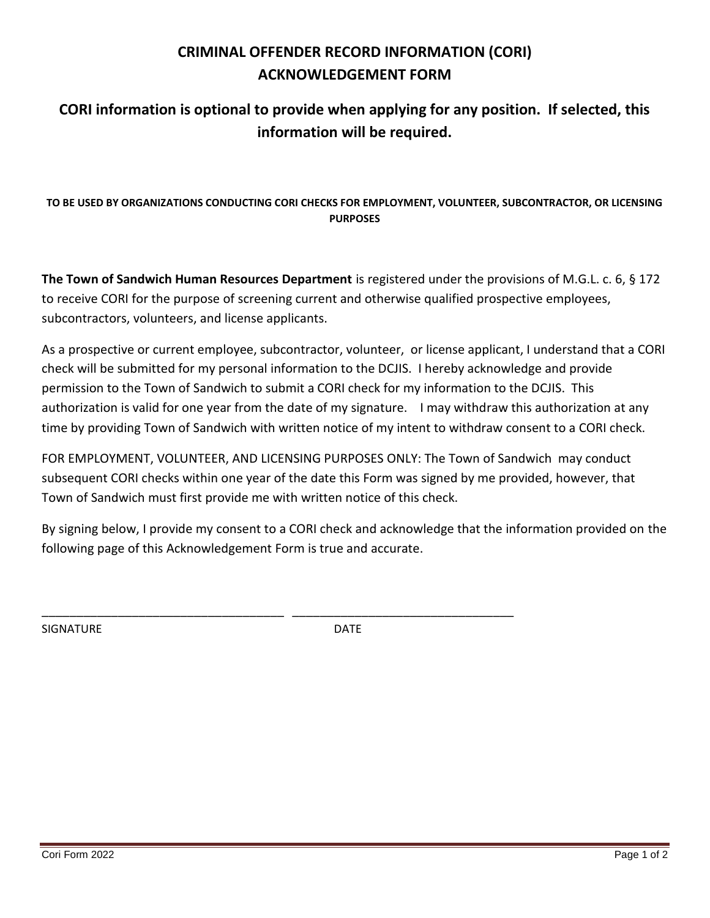# CRIMINAL OFFENDER RECORD INFORMATION (CORI) ACKNOWLEDGEMENT FORM

## CORI information is optional to provide when applying for any position. If selected, this information will be required.

**TO BE USED BY ORGANIZATIONS CONDUCTING CORI CHECKS FOR EMPLOYMENT, VOLUNTEER, SUBCONTRACTOR, OR LICENSING PURPOSES**

**The Town of Sandwich Human Resources Department** is registered under the provisions of M.G.L. c. 6, § 172 to receive CORI for the purpose of screening current and otherwise qualified prospective employees, subcontractors, volunteers, and license applicants.

As a prospective or current employee, subcontractor, volunteer, or license applicant, I understand that a CORI check will be submitted for my personal information to the DCJIS. I hereby acknowledge and provide permission to the Town of Sandwich to submit a CORI check for my information to the DCJIS. This authorization is valid for one year from the date of my signature. I may withdraw this authorization at any time by providing Town of Sandwich with written notice of my intent to withdraw consent to a CORI check.

FOR EMPLOYMENT, VOLUNTEER, AND LICENSING PURPOSES ONLY: The Town of Sandwich may conduct subsequent CORI checks within one year of the date this Form was signed by me provided, however, that Town of Sandwich must first provide me with written notice of this check.

By signing below, I provide my consent to a CORI check and acknowledge that the information provided on the following page of this Acknowledgement Form is true and accurate.

\_\_\_\_\_\_\_\_\_\_\_\_\_\_\_\_\_\_\_\_\_\_\_\_\_\_\_\_\_\_\_\_\_\_\_\_ \_\_\_\_\_\_\_\_\_\_\_\_\_\_\_\_\_\_\_\_\_\_\_\_\_\_\_\_\_\_\_\_\_\_

SIGNATURE DATE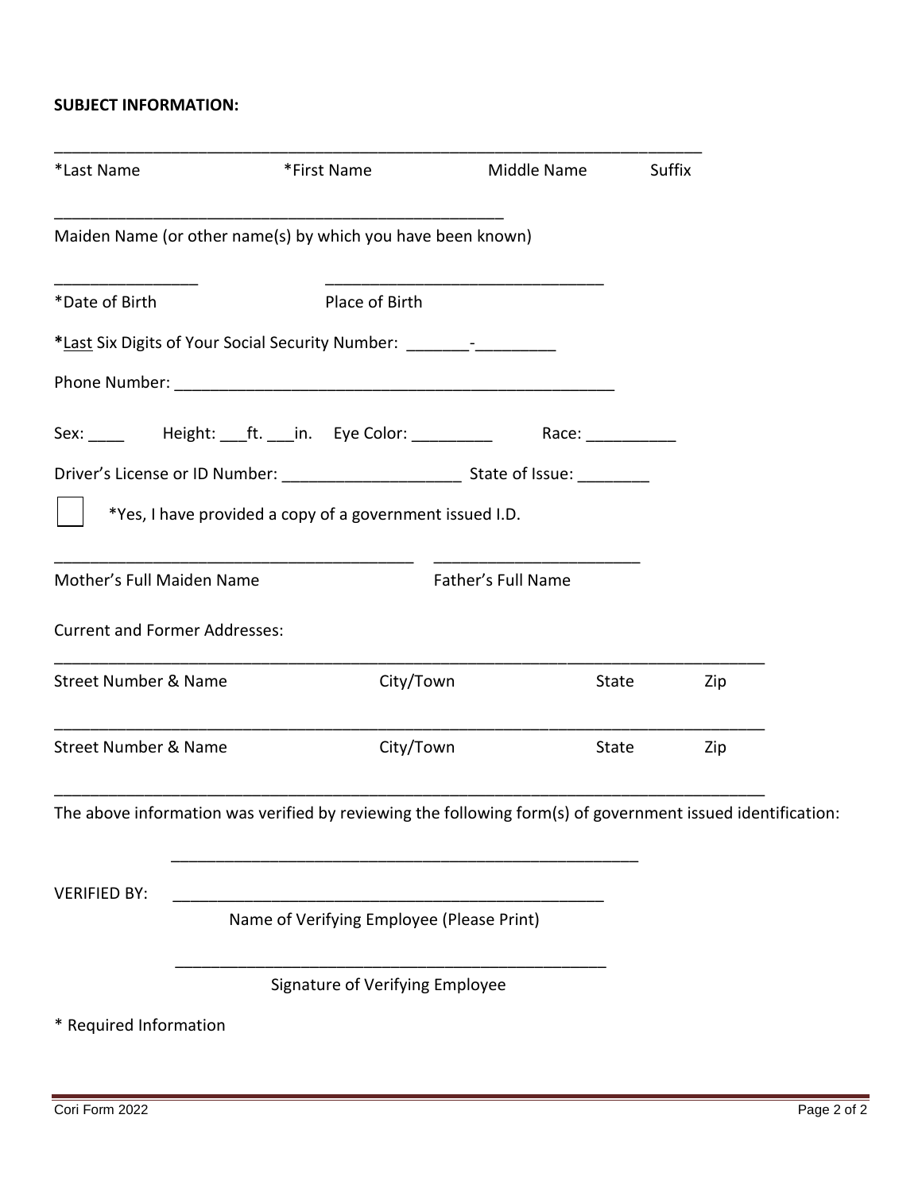**SUBJECT INFORMATION:**

______________________________________________________________________

*Last Name　　　　*First Name　　　　Middle Name　　　　Suffix

______________________________________________

Maiden Name (or other name(s) by which you have been known)

_______________　　　　__________________________

*Date of Birth　　　　　　　Place of Birth

***Last** Six Digits of Your Social Security Number: _______-_________

Phone Number: ______________________________________________

Sex: ____　Height: ___ft. ___in.　Eye Color: _________　Race: __________

Driver's License or ID Number: ____________________ State of Issue: ________

☐ *Yes, I have provided a copy of a government issued I.D.

_____________________________________　_____________________

Mother's Full Maiden Name　　　　　　Father's Full Name

Current and Former Addresses:

___________________________________________________________________________

Street Number & Name　　　　City/Town　　　　State　　　　Zip

___________________________________________________________________________

Street Number & Name　　　　City/Town　　　　State　　　　Zip

___________________________________________________________________________

The above information was verified by reviewing the following form(s) of government issued identification:

________________________________________________

VERIFIED BY: ____________________________________________

Name of Verifying Employee (Please Print)

____________________________________________

Signature of Verifying Employee

* Required Information

Cori Form 2022